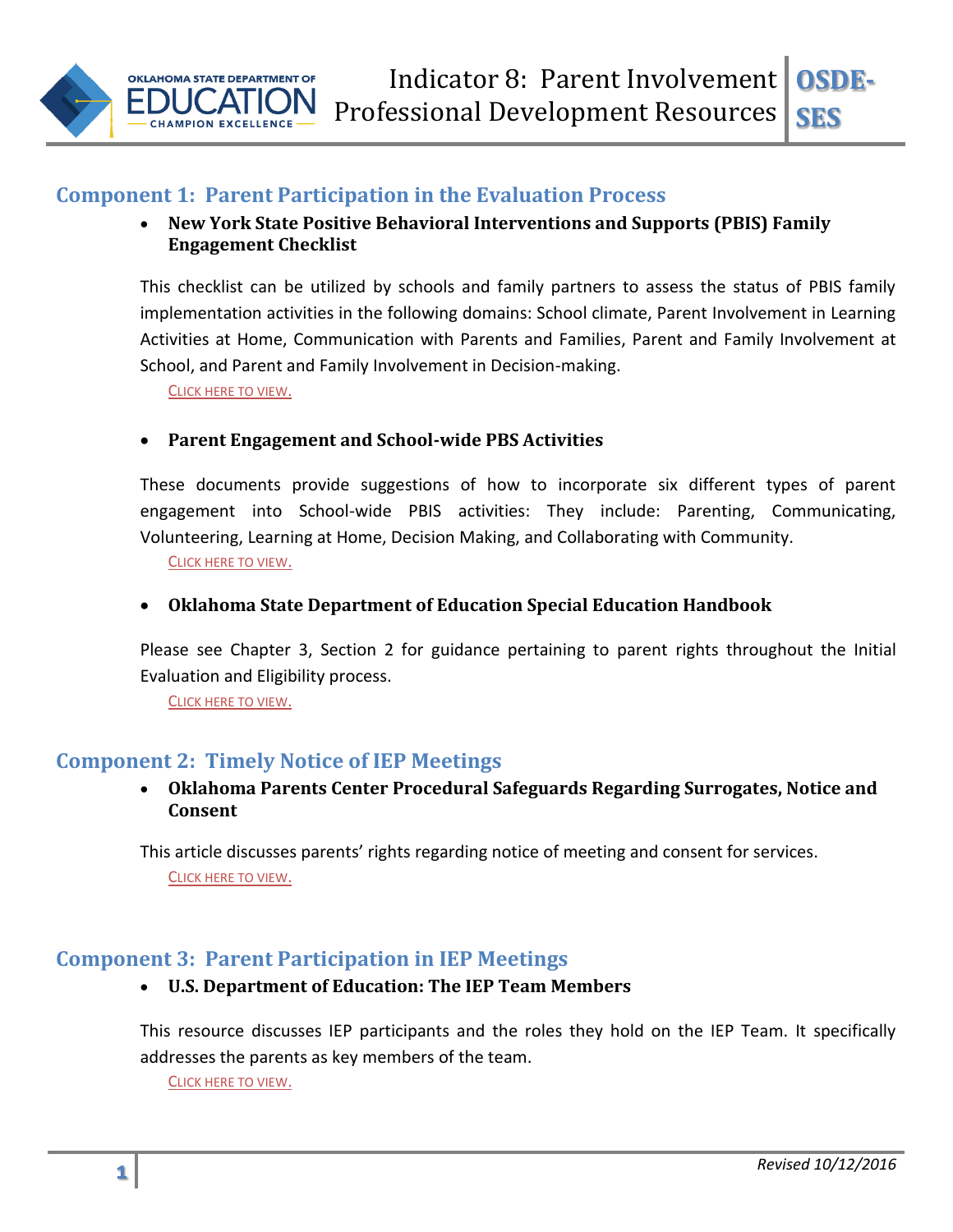# Indicator 8: Parent Involvement Professional Development Resources

## Component 1: Parent Participation in the Evaluation Process

- **New York State Positive Behavioral Interventions and Supports (PBIS) Family Engagement Checklist**

This checklist can be utilized by schools and family partners to assess the status of PBIS family implementation activities in the following domains: School climate, Parent Involvement in Learning Activities at Home, Communication with Parents and Families, Parent and Family Involvement at School, and Parent and Family Involvement in Decision-making.

CLICK HERE TO VIEW.

- **Parent Engagement and School-wide PBS Activities**

These documents provide suggestions of how to incorporate six different types of parent engagement into School-wide PBIS activities: They include: Parenting, Communicating, Volunteering, Learning at Home, Decision Making, and Collaborating with Community.

CLICK HERE TO VIEW.

- **Oklahoma State Department of Education Special Education Handbook**

Please see Chapter 3, Section 2 for guidance pertaining to parent rights throughout the Initial Evaluation and Eligibility process.

CLICK HERE TO VIEW.

## Component 2: Timely Notice of IEP Meetings

- **Oklahoma Parents Center Procedural Safeguards Regarding Surrogates, Notice and Consent**

This article discusses parents' rights regarding notice of meeting and consent for services.

CLICK HERE TO VIEW.

## Component 3: Parent Participation in IEP Meetings

- **U.S. Department of Education: The IEP Team Members**

This resource discusses IEP participants and the roles they hold on the IEP Team. It specifically addresses the parents as key members of the team.

CLICK HERE TO VIEW.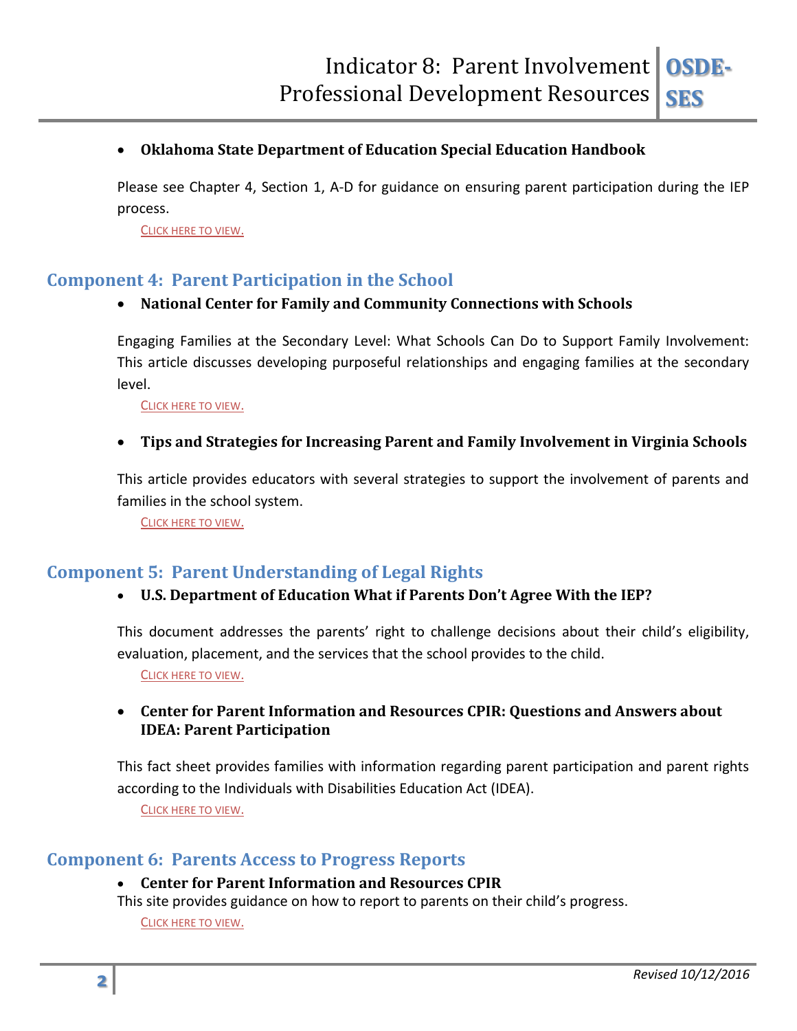- **Oklahoma State Department of Education Special Education Handbook**

Please see Chapter 4, Section 1, A-D for guidance on ensuring parent participation during the IEP process.

CLICK HERE TO VIEW.

## Component 4: Parent Participation in the School

- **National Center for Family and Community Connections with Schools**

Engaging Families at the Secondary Level: What Schools Can Do to Support Family Involvement: This article discusses developing purposeful relationships and engaging families at the secondary level.

CLICK HERE TO VIEW.

- **Tips and Strategies for Increasing Parent and Family Involvement in Virginia Schools**

This article provides educators with several strategies to support the involvement of parents and families in the school system.

CLICK HERE TO VIEW.

## Component 5: Parent Understanding of Legal Rights

- **U.S. Department of Education What if Parents Don't Agree With the IEP?**

This document addresses the parents' right to challenge decisions about their child's eligibility, evaluation, placement, and the services that the school provides to the child.

CLICK HERE TO VIEW.

- **Center for Parent Information and Resources CPIR: Questions and Answers about IDEA: Parent Participation**

This fact sheet provides families with information regarding parent participation and parent rights according to the Individuals with Disabilities Education Act (IDEA).

CLICK HERE TO VIEW.

## Component 6: Parents Access to Progress Reports

- **Center for Parent Information and Resources CPIR**

This site provides guidance on how to report to parents on their child's progress.

CLICK HERE TO VIEW.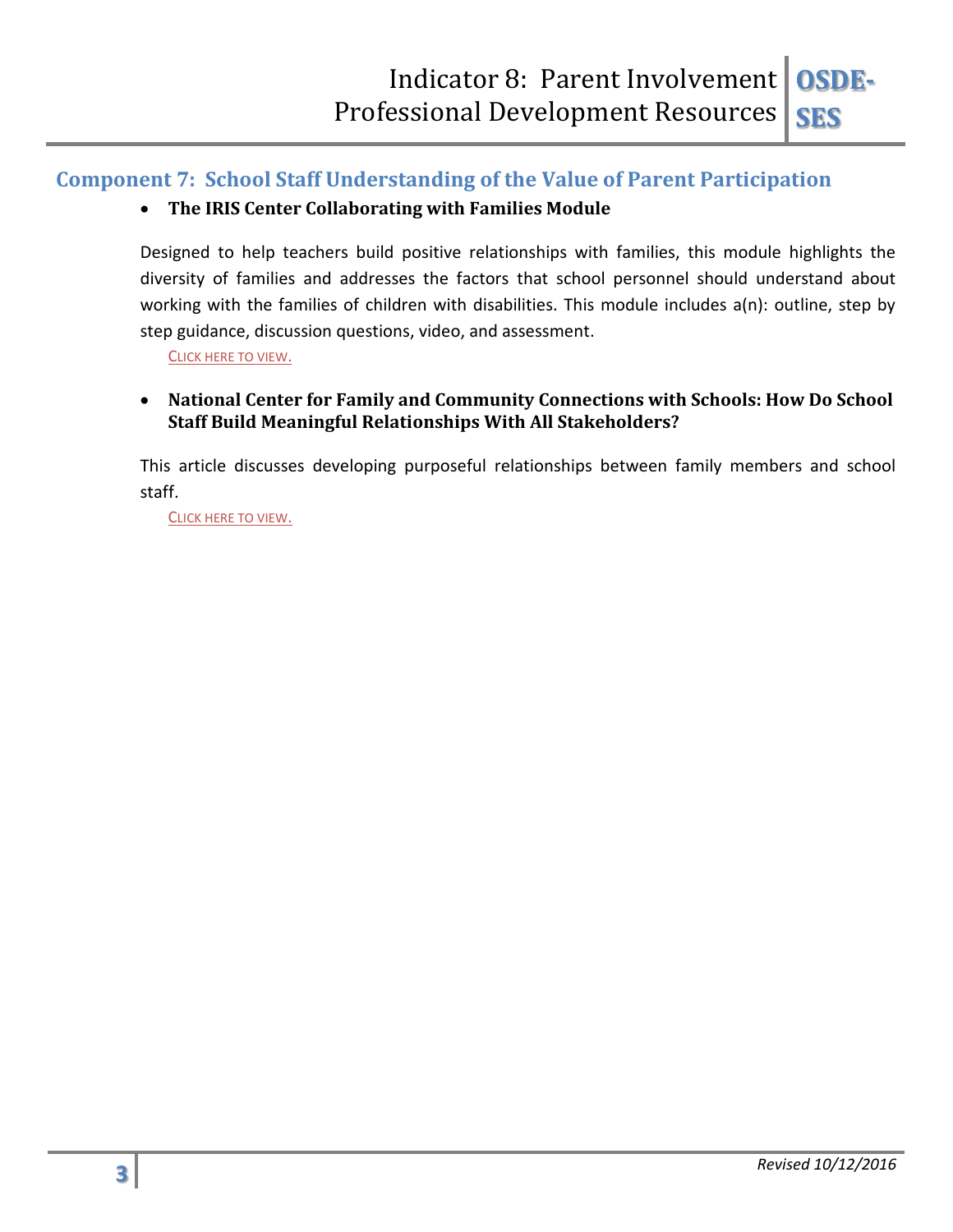## Component 7: School Staff Understanding of the Value of Parent Participation

- **The IRIS Center Collaborating with Families Module**

Designed to help teachers build positive relationships with families, this module highlights the diversity of families and addresses the factors that school personnel should understand about working with the families of children with disabilities. This module includes a(n): outline, step by step guidance, discussion questions, video, and assessment.

CLICK HERE TO VIEW.

- **National Center for Family and Community Connections with Schools: How Do School Staff Build Meaningful Relationships With All Stakeholders?**

This article discusses developing purposeful relationships between family members and school staff.

CLICK HERE TO VIEW.